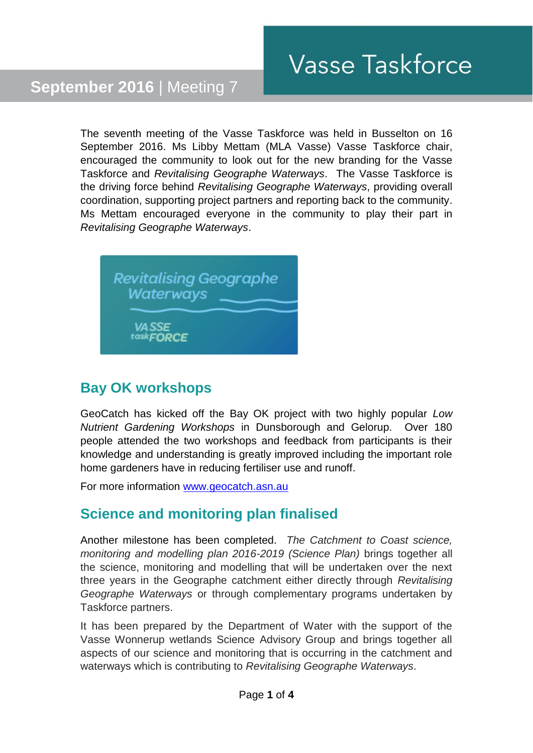# Vasse Taskforce

**September 2016** | Meeting 7

The seventh meeting of the Vasse Taskforce was held in Busselton on 16 September 2016. Ms Libby Mettam (MLA Vasse) Vasse Taskforce chair, encouraged the community to look out for the new branding for the Vasse Taskforce and *Revitalising Geographe Waterways*. The Vasse Taskforce is the driving force behind *Revitalising Geographe Waterways*, providing overall coordination, supporting project partners and reporting back to the community. Ms Mettam encouraged everyone in the community to play their part in *Revitalising Geographe Waterways*.

## Bay OK workshops

GeoCatch has kicked off the Bay OK project with two highly popular *Low Nutrient Gardening Workshops* in Dunsborough and Gelorup. Over 180 people attended the two workshops and feedback from participants is their knowledge and understanding is greatly improved including the important role home gardeners have in reducing fertiliser use and runoff.

For more information [www.geocatch.asn.au](http://www.geocatch.asn.au)

## Science and monitoring plan finalised

Another milestone has been completed. *The Catchment to Coast science, monitoring and modelling plan 2016-2019 (Science Plan)* brings together all the science, monitoring and modelling that will be undertaken over the next three years in the Geographe catchment either directly through *Revitalising Geographe Waterways* or through complementary programs undertaken by Taskforce partners.

It has been prepared by the Department of Water with the support of the Vasse Wonnerup wetlands Science Advisory Group and brings together all aspects of our science and monitoring that is occurring in the catchment and waterways which is contributing to *Revitalising Geographe Waterways*.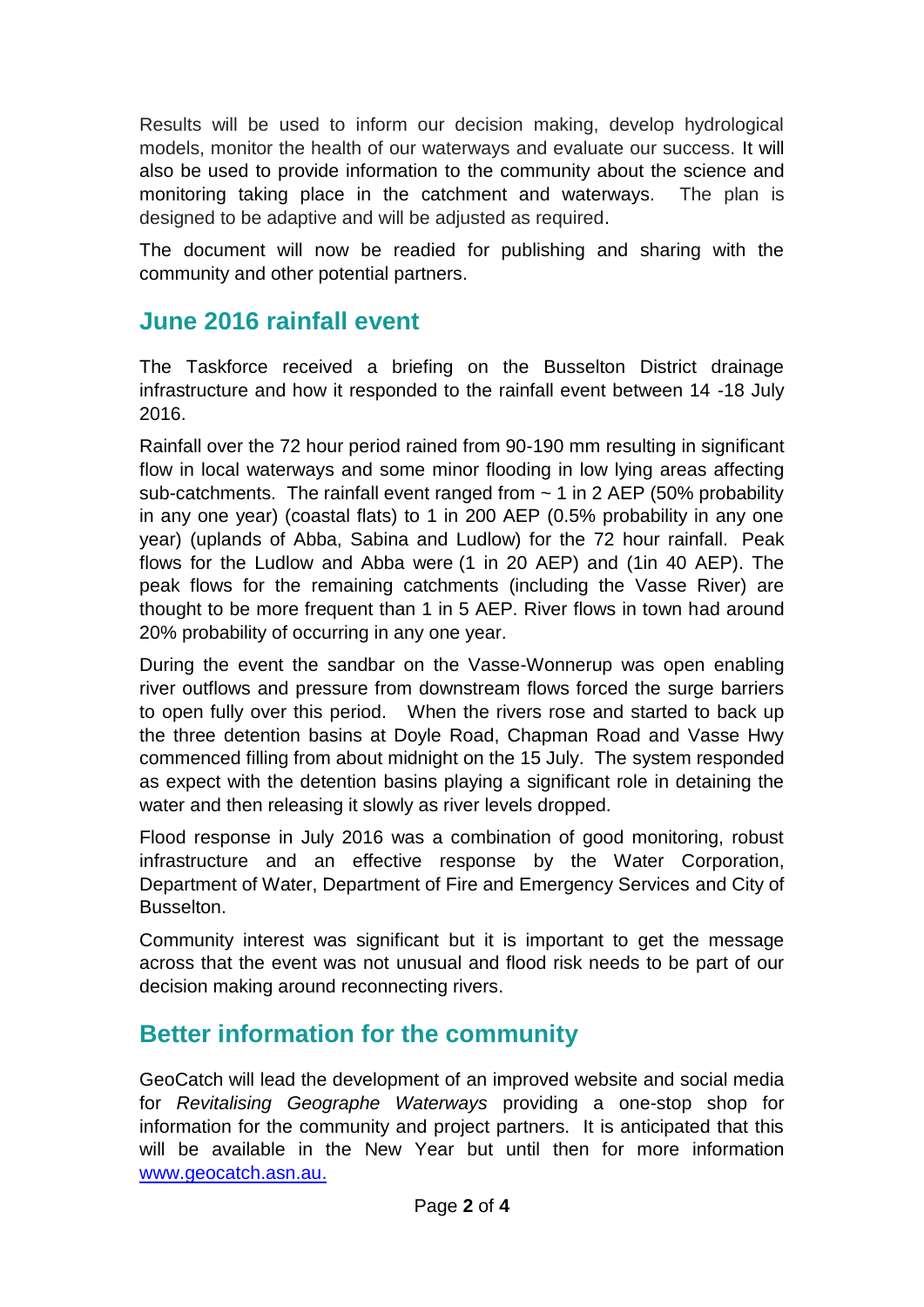Results will be used to inform our decision making, develop hydrological models, monitor the health of our waterways and evaluate our success. It will also be used to provide information to the community about the science and monitoring taking place in the catchment and waterways. The plan is designed to be adaptive and will be adjusted as required.

The document will now be readied for publishing and sharing with the community and other potential partners.

## June 2016 rainfall event

The Taskforce received a briefing on the Busselton District drainage infrastructure and how it responded to the rainfall event between 14 -18 July 2016.

Rainfall over the 72 hour period rained from 90-190 mm resulting in significant flow in local waterways and some minor flooding in low lying areas affecting sub-catchments. The rainfall event ranged from ~ 1 in 2 AEP (50% probability in any one year) (coastal flats) to 1 in 200 AEP (0.5% probability in any one year) (uplands of Abba, Sabina and Ludlow) for the 72 hour rainfall. Peak flows for the Ludlow and Abba were (1 in 20 AEP) and (1in 40 AEP). The peak flows for the remaining catchments (including the Vasse River) are thought to be more frequent than 1 in 5 AEP. River flows in town had around 20% probability of occurring in any one year.

During the event the sandbar on the Vasse-Wonnerup was open enabling river outflows and pressure from downstream flows forced the surge barriers to open fully over this period. When the rivers rose and started to back up the three detention basins at Doyle Road, Chapman Road and Vasse Hwy commenced filling from about midnight on the 15 July. The system responded as expect with the detention basins playing a significant role in detaining the water and then releasing it slowly as river levels dropped.

Flood response in July 2016 was a combination of good monitoring, robust infrastructure and an effective response by the Water Corporation, Department of Water, Department of Fire and Emergency Services and City of Busselton.

Community interest was significant but it is important to get the message across that the event was not unusual and flood risk needs to be part of our decision making around reconnecting rivers.

## Better information for the community

GeoCatch will lead the development of an improved website and social media for *Revitalising Geographe Waterways* providing a one-stop shop for information for the community and project partners. It is anticipated that this will be available in the New Year but until then for more information [www.geocatch.asn.au.](http://www.geocatch.asn.au)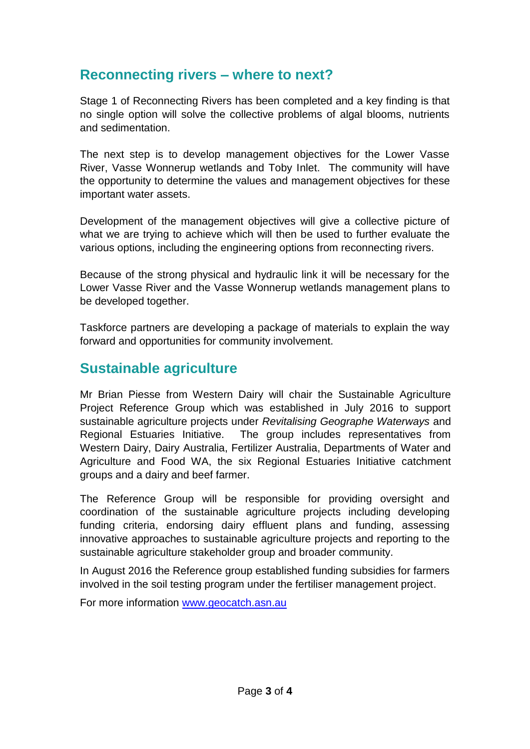## Reconnecting rivers – where to next?

Stage 1 of Reconnecting Rivers has been completed and a key finding is that no single option will solve the collective problems of algal blooms, nutrients and sedimentation.

The next step is to develop management objectives for the Lower Vasse River, Vasse Wonnerup wetlands and Toby Inlet. The community will have the opportunity to determine the values and management objectives for these important water assets.

Development of the management objectives will give a collective picture of what we are trying to achieve which will then be used to further evaluate the various options, including the engineering options from reconnecting rivers.

Because of the strong physical and hydraulic link it will be necessary for the Lower Vasse River and the Vasse Wonnerup wetlands management plans to be developed together.

Taskforce partners are developing a package of materials to explain the way forward and opportunities for community involvement.

## Sustainable agriculture

Mr Brian Piesse from Western Dairy will chair the Sustainable Agriculture Project Reference Group which was established in July 2016 to support sustainable agriculture projects under *Revitalising Geographe Waterways* and Regional Estuaries Initiative. The group includes representatives from Western Dairy, Dairy Australia, Fertilizer Australia, Departments of Water and Agriculture and Food WA, the six Regional Estuaries Initiative catchment groups and a dairy and beef farmer.

The Reference Group will be responsible for providing oversight and coordination of the sustainable agriculture projects including developing funding criteria, endorsing dairy effluent plans and funding, assessing innovative approaches to sustainable agriculture projects and reporting to the sustainable agriculture stakeholder group and broader community.

In August 2016 the Reference group established funding subsidies for farmers involved in the soil testing program under the fertiliser management project.

For more information [www.geocatch.asn.au](http://www.geocatch.asn.au)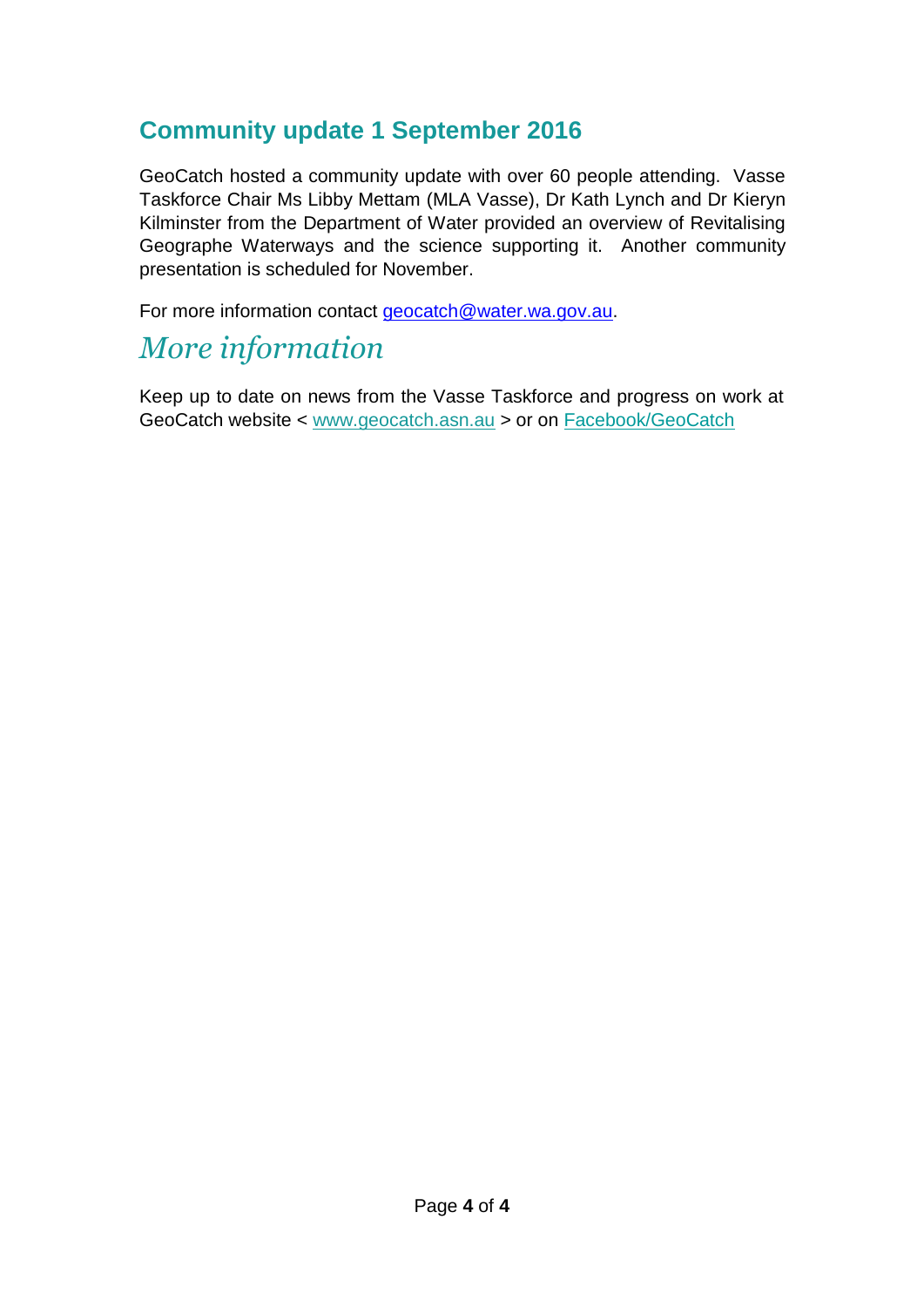## Community update 1 September 2016

GeoCatch hosted a community update with over 60 people attending. Vasse Taskforce Chair Ms Libby Mettam (MLA Vasse), Dr Kath Lynch and Dr Kieryn Kilminster from the Department of Water provided an overview of Revitalising Geographe Waterways and the science supporting it. Another community presentation is scheduled for November.

For more information contact geocatch@water.wa.gov.au.

# *More information*

Keep up to date on news from the Vasse Taskforce and progress on work at GeoCatch website < www.geocatch.asn.au > or on Facebook/GeoCatch